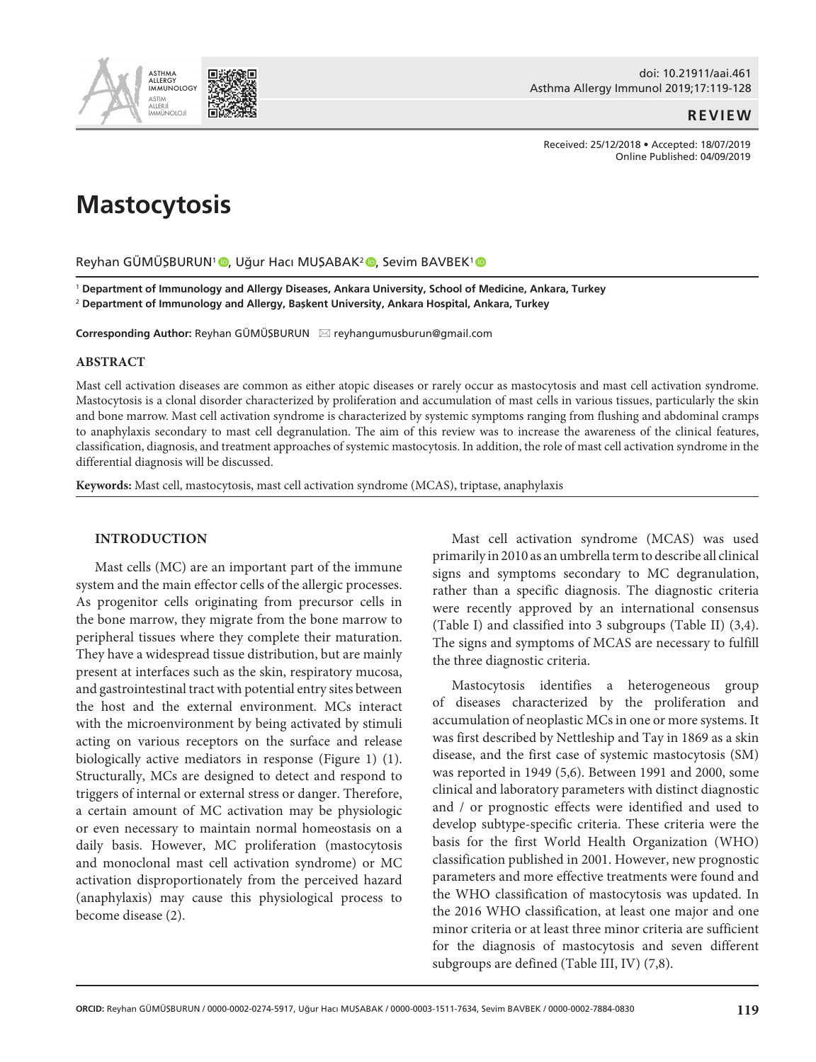**REVIEW**

Received: 25/12/2018 • Accepted: 18/07/2019
Online Published: 04/09/2019

# Mastocytosis

Reyhan GÜMÜŞBURUN[1], Uğur Hacı MUŞABAK[2], Sevim BAVBEK[1]

[1] Department of Immunology and Allergy Diseases, Ankara University, School of Medicine, Ankara, Turkey
[2] Department of Immunology and Allergy, Başkent University, Ankara Hospital, Ankara, Turkey

**Corresponding Author:** Reyhan GÜMÜŞBURUN ✉ reyhangumusburun@gmail.com

## ABSTRACT

Mast cell activation diseases are common as either atopic diseases or rarely occur as mastocytosis and mast cell activation syndrome. Mastocytosis is a clonal disorder characterized by proliferation and accumulation of mast cells in various tissues, particularly the skin and bone marrow. Mast cell activation syndrome is characterized by systemic symptoms ranging from flushing and abdominal cramps to anaphylaxis secondary to mast cell degranulation. The aim of this review was to increase the awareness of the clinical features, classification, diagnosis, and treatment approaches of systemic mastocytosis. In addition, the role of mast cell activation syndrome in the differential diagnosis will be discussed.

**Keywords:** Mast cell, mastocytosis, mast cell activation syndrome (MCAS), triptase, anaphylaxis

## INTRODUCTION

Mast cells (MC) are an important part of the immune system and the main effector cells of the allergic processes. As progenitor cells originating from precursor cells in the bone marrow, they migrate from the bone marrow to peripheral tissues where they complete their maturation. They have a widespread tissue distribution, but are mainly present at interfaces such as the skin, respiratory mucosa, and gastrointestinal tract with potential entry sites between the host and the external environment. MCs interact with the microenvironment by being activated by stimuli acting on various receptors on the surface and release biologically active mediators in response (Figure 1) (1). Structurally, MCs are designed to detect and respond to triggers of internal or external stress or danger. Therefore, a certain amount of MC activation may be physiologic or even necessary to maintain normal homeostasis on a daily basis. However, MC proliferation (mastocytosis and monoclonal mast cell activation syndrome) or MC activation disproportionately from the perceived hazard (anaphylaxis) may cause this physiological process to become disease (2).

Mast cell activation syndrome (MCAS) was used primarily in 2010 as an umbrella term to describe all clinical signs and symptoms secondary to MC degranulation, rather than a specific diagnosis. The diagnostic criteria were recently approved by an international consensus (Table I) and classified into 3 subgroups (Table II) (3,4). The signs and symptoms of MCAS are necessary to fulfill the three diagnostic criteria.

Mastocytosis identifies a heterogeneous group of diseases characterized by the proliferation and accumulation of neoplastic MCs in one or more systems. It was first described by Nettleship and Tay in 1869 as a skin disease, and the first case of systemic mastocytosis (SM) was reported in 1949 (5,6). Between 1991 and 2000, some clinical and laboratory parameters with distinct diagnostic and / or prognostic effects were identified and used to develop subtype-specific criteria. These criteria were the basis for the first World Health Organization (WHO) classification published in 2001. However, new prognostic parameters and more effective treatments were found and the WHO classification of mastocytosis was updated. In the 2016 WHO classification, at least one major and one minor criteria or at least three minor criteria are sufficient for the diagnosis of mastocytosis and seven different subgroups are defined (Table III, IV) (7,8).

ORCID: Reyhan GÜMÜŞBURUN / 0000-0002-0274-5917, Uğur Hacı MUŞABAK / 0000-0003-1511-7634, Sevim BAVBEK / 0000-0002-7884-0830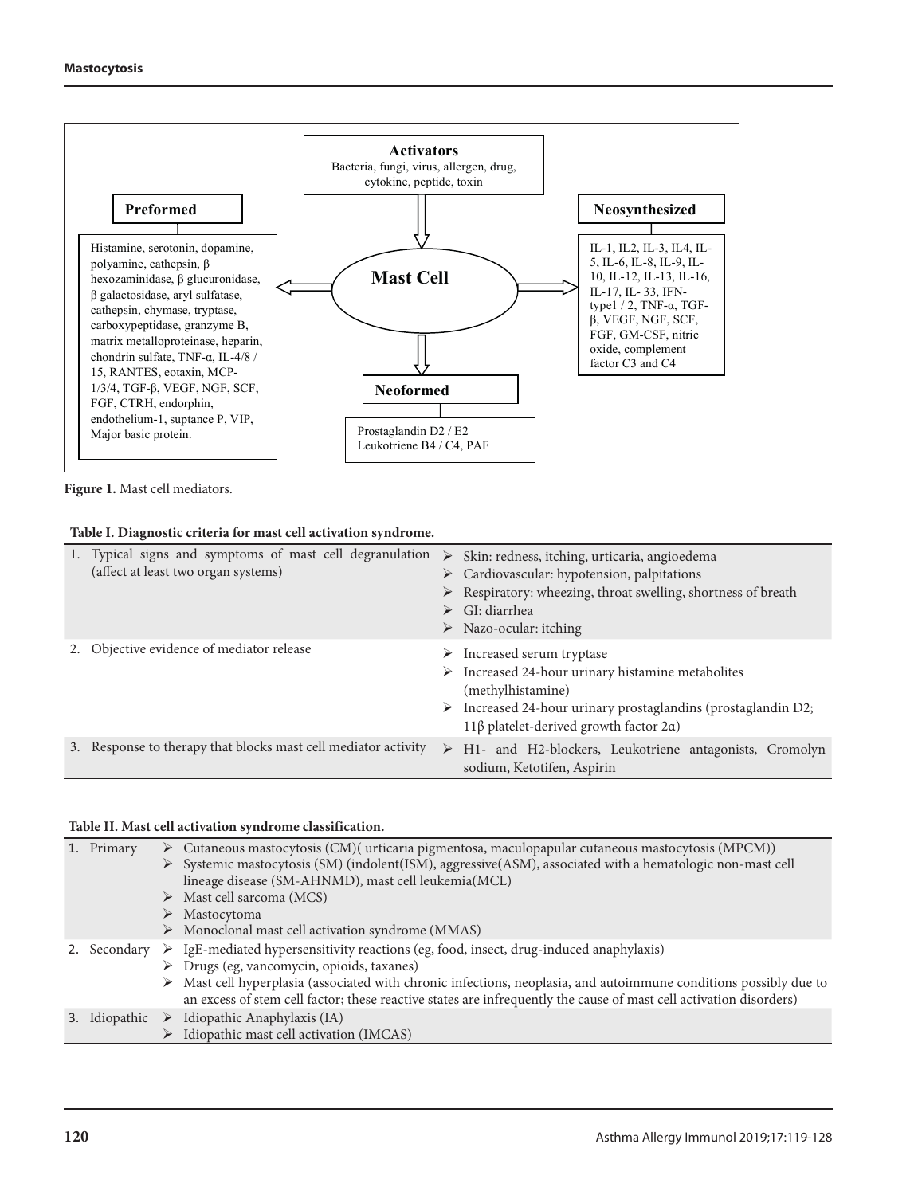**Activators**
Bacteria, fungi, virus, allergen, drug, cytokine, peptide, toxin

**Mast Cell**

**Preformed**

Histamine, serotonin, dopamine, polyamine, cathepsin, β hexozaminidase, β glucuronidase, β galactosidase, aryl sulfatase, cathepsin, chymase, tryptase, carboxypeptidase, granzyme B, matrix metalloproteinase, heparin, chondrin sulfate, TNF-α, IL-4/8 / 15, RANTES, eotaxin, MCP-1/3/4, TGF-β, VEGF, NGF, SCF, FGF, CTRH, endorphin, endothelium-1, suptance P, VIP, Major basic protein.

**Neosynthesized**

IL-1, IL2, IL-3, IL4, IL-5, IL-6, IL-8, IL-9, IL-10, IL-12, IL-13, IL-16, IL-17, IL- 33, IFN-type1 / 2, TNF-α, TGF-β, VEGF, NGF, SCF, FGF, GM-CSF, nitric oxide, complement factor C3 and C4

**Neoformed**

Prostaglandin D2 / E2
Leukotriene B4 / C4, PAF

**Figure 1.** Mast cell mediators.

**Table I. Diagnostic criteria for mast cell activation syndrome.**

| | |
|---|---|
| 1. Typical signs and symptoms of mast cell degranulation (affect at least two organ systems) | ➢ Skin: redness, itching, urticaria, angioedema<br>➢ Cardiovascular: hypotension, palpitations<br>➢ Respiratory: wheezing, throat swelling, shortness of breath<br>➢ GI: diarrhea<br>➢ Nazo-ocular: itching |
| 2. Objective evidence of mediator release | ➢ Increased serum tryptase<br>➢ Increased 24-hour urinary histamine metabolites (methylhistamine)<br>➢ Increased 24-hour urinary prostaglandins (prostaglandin D2; 11β platelet-derived growth factor 2α) |
| 3. Response to therapy that blocks mast cell mediator activity | ➢ H1- and H2-blockers, Leukotriene antagonists, Cromolyn sodium, Ketotifen, Aspirin |

**Table II. Mast cell activation syndrome classification.**

| | |
|---|---|
| 1. Primary | ➢ Cutaneous mastocytosis (CM)( urticaria pigmentosa, maculopapular cutaneous mastocytosis (MPCM))<br>➢ Systemic mastocytosis (SM) (indolent(ISM), aggressive(ASM), associated with a hematologic non-mast cell lineage disease (SM-AHNMD), mast cell leukemia(MCL)<br>➢ Mast cell sarcoma (MCS)<br>➢ Mastocytoma<br>➢ Monoclonal mast cell activation syndrome (MMAS) |
| 2. Secondary | ➢ IgE-mediated hypersensitivity reactions (eg, food, insect, drug-induced anaphylaxis)<br>➢ Drugs (eg, vancomycin, opioids, taxanes)<br>➢ Mast cell hyperplasia (associated with chronic infections, neoplasia, and autoimmune conditions possibly due to an excess of stem cell factor; these reactive states are infrequently the cause of mast cell activation disorders) |
| 3. Idiopathic | ➢ Idiopathic Anaphylaxis (IA)<br>➢ Idiopathic mast cell activation (IMCAS) |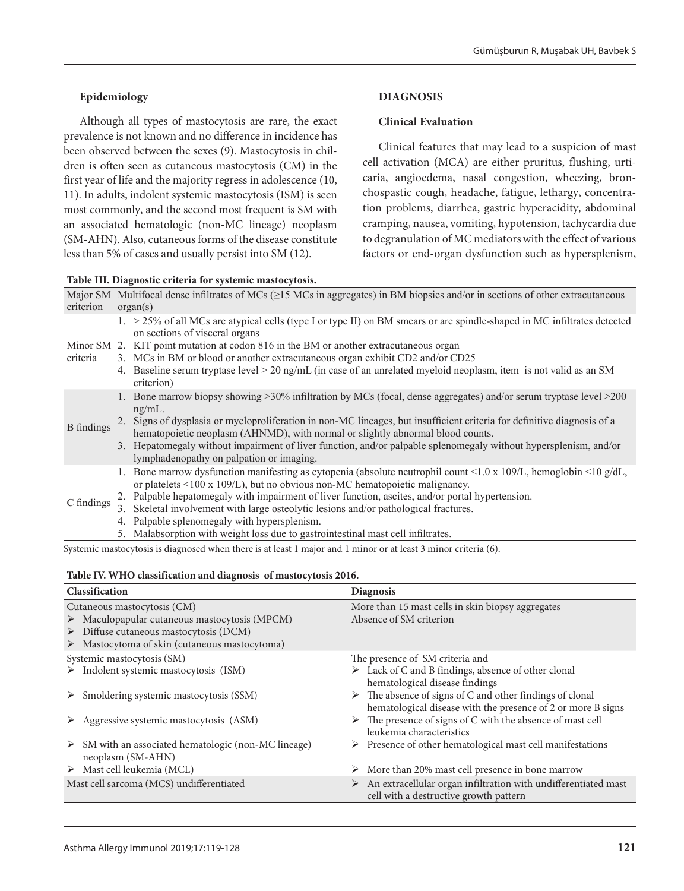### Epidemiology

Although all types of mastocytosis are rare, the exact prevalence is not known and no difference in incidence has been observed between the sexes (9). Mastocytosis in children is often seen as cutaneous mastocytosis (CM) in the first year of life and the majority regress in adolescence (10, 11). In adults, indolent systemic mastocytosis (ISM) is seen most commonly, and the second most frequent is SM with an associated hematologic (non-MC lineage) neoplasm (SM-AHN). Also, cutaneous forms of the disease constitute less than 5% of cases and usually persist into SM (12).

## DIAGNOSIS

### Clinical Evaluation

Clinical features that may lead to a suspicion of mast cell activation (MCA) are either pruritus, flushing, urticaria, angioedema, nasal congestion, wheezing, bronchospastic cough, headache, fatigue, lethargy, concentration problems, diarrhea, gastric hyperacidity, abdominal cramping, nausea, vomiting, hypotension, tachycardia due to degranulation of MC mediators with the effect of various factors or end-organ dysfunction such as hypersplenism,

**Table III. Diagnostic criteria for systemic mastocytosis.**

| | |
|---|---|
| Major SM criterion | Multifocal dense infiltrates of MCs (≥15 MCs in aggregates) in BM biopsies and/or in sections of other extracutaneous organ(s) |
| Minor SM criteria | 1. > 25% of all MCs are atypical cells (type I or type II) on BM smears or are spindle-shaped in MC infiltrates detected on sections of visceral organs<br>2. KIT point mutation at codon 816 in the BM or another extracutaneous organ<br>3. MCs in BM or blood or another extracutaneous organ exhibit CD2 and/or CD25<br>4. Baseline serum tryptase level > 20 ng/mL (in case of an unrelated myeloid neoplasm, item is not valid as an SM criterion) |
| B findings | 1. Bone marrow biopsy showing >30% infiltration by MCs (focal, dense aggregates) and/or serum tryptase level >200 ng/mL.<br>2. Signs of dysplasia or myeloproliferation in non-MC lineages, but insufficient criteria for definitive diagnosis of a hematopoietic neoplasm (AHNMD), with normal or slightly abnormal blood counts.<br>3. Hepatomegaly without impairment of liver function, and/or palpable splenomegaly without hypersplenism, and/or lymphadenopathy on palpation or imaging. |
| C findings | 1. Bone marrow dysfunction manifesting as cytopenia (absolute neutrophil count <1.0 x 109/L, hemoglobin <10 g/dL, or platelets <100 x 109/L), but no obvious non-MC hematopoietic malignancy.<br>2. Palpable hepatomegaly with impairment of liver function, ascites, and/or portal hypertension.<br>3. Skeletal involvement with large osteolytic lesions and/or pathological fractures.<br>4. Palpable splenomegaly with hypersplenism.<br>5. Malabsorption with weight loss due to gastrointestinal mast cell infiltrates. |

Systemic mastocytosis is diagnosed when there is at least 1 major and 1 minor or at least 3 minor criteria (6).

**Table IV. WHO classification and diagnosis of mastocytosis 2016.**

| Classification | Diagnosis |
|---|---|
| Cutaneous mastocytosis (CM)<br>➢ Maculopapular cutaneous mastocytosis (MPCM)<br>➢ Diffuse cutaneous mastocytosis (DCM)<br>➢ Mastocytoma of skin (cutaneous mastocytoma) | More than 15 mast cells in skin biopsy aggregates<br>Absence of SM criterion |
| Systemic mastocytosis (SM)<br>➢ Indolent systemic mastocytosis (ISM) | The presence of SM criteria and<br>➢ Lack of C and B findings, absence of other clonal hematological disease findings |
| ➢ Smoldering systemic mastocytosis (SSM) | ➢ The absence of signs of C and other findings of clonal hematological disease with the presence of 2 or more B signs |
| ➢ Aggressive systemic mastocytosis (ASM) | ➢ The presence of signs of C with the absence of mast cell leukemia characteristics |
| ➢ SM with an associated hematologic (non-MC lineage) neoplasm (SM-AHN) | ➢ Presence of other hematological mast cell manifestations |
| ➢ Mast cell leukemia (MCL) | ➢ More than 20% mast cell presence in bone marrow |
| Mast cell sarcoma (MCS) undifferentiated | ➢ An extracellular organ infiltration with undifferentiated mast cell with a destructive growth pattern |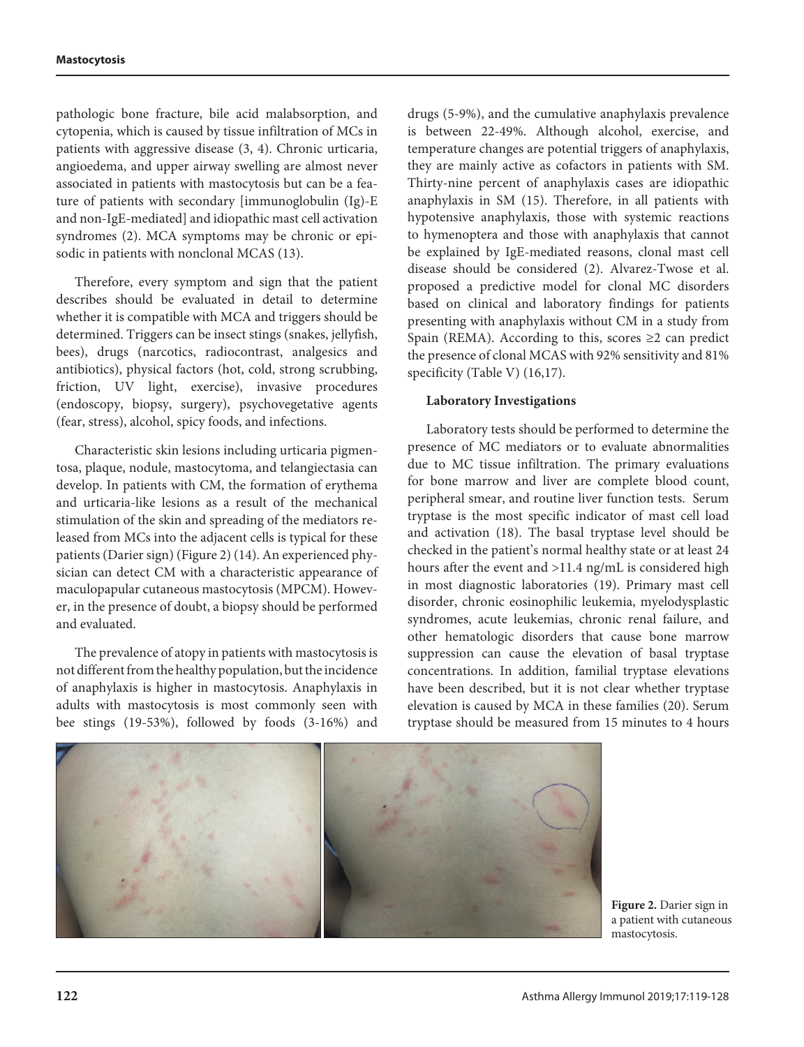pathologic bone fracture, bile acid malabsorption, and cytopenia, which is caused by tissue infiltration of MCs in patients with aggressive disease (3, 4). Chronic urticaria, angioedema, and upper airway swelling are almost never associated in patients with mastocytosis but can be a feature of patients with secondary [immunoglobulin (Ig)-E and non-IgE-mediated] and idiopathic mast cell activation syndromes (2). MCA symptoms may be chronic or episodic in patients with nonclonal MCAS (13).

Therefore, every symptom and sign that the patient describes should be evaluated in detail to determine whether it is compatible with MCA and triggers should be determined. Triggers can be insect stings (snakes, jellyfish, bees), drugs (narcotics, radiocontrast, analgesics and antibiotics), physical factors (hot, cold, strong scrubbing, friction, UV light, exercise), invasive procedures (endoscopy, biopsy, surgery), psychovegetative agents (fear, stress), alcohol, spicy foods, and infections.

Characteristic skin lesions including urticaria pigmentosa, plaque, nodule, mastocytoma, and telangiectasia can develop. In patients with CM, the formation of erythema and urticaria-like lesions as a result of the mechanical stimulation of the skin and spreading of the mediators released from MCs into the adjacent cells is typical for these patients (Darier sign) (Figure 2) (14). An experienced physician can detect CM with a characteristic appearance of maculopapular cutaneous mastocytosis (MPCM). However, in the presence of doubt, a biopsy should be performed and evaluated.

The prevalence of atopy in patients with mastocytosis is not different from the healthy population, but the incidence of anaphylaxis is higher in mastocytosis. Anaphylaxis in adults with mastocytosis is most commonly seen with bee stings (19-53%), followed by foods (3-16%) and drugs (5-9%), and the cumulative anaphylaxis prevalence is between 22-49%. Although alcohol, exercise, and temperature changes are potential triggers of anaphylaxis, they are mainly active as cofactors in patients with SM. Thirty-nine percent of anaphylaxis cases are idiopathic anaphylaxis in SM (15). Therefore, in all patients with hypotensive anaphylaxis, those with systemic reactions to hymenoptera and those with anaphylaxis that cannot be explained by IgE-mediated reasons, clonal mast cell disease should be considered (2). Alvarez-Twose et al. proposed a predictive model for clonal MC disorders based on clinical and laboratory findings for patients presenting with anaphylaxis without CM in a study from Spain (REMA). According to this, scores ≥2 can predict the presence of clonal MCAS with 92% sensitivity and 81% specificity (Table V) (16,17).

**Laboratory Investigations**

Laboratory tests should be performed to determine the presence of MC mediators or to evaluate abnormalities due to MC tissue infiltration. The primary evaluations for bone marrow and liver are complete blood count, peripheral smear, and routine liver function tests. Serum tryptase is the most specific indicator of mast cell load and activation (18). The basal tryptase level should be checked in the patient's normal healthy state or at least 24 hours after the event and >11.4 ng/mL is considered high in most diagnostic laboratories (19). Primary mast cell disorder, chronic eosinophilic leukemia, myelodysplastic syndromes, acute leukemias, chronic renal failure, and other hematologic disorders that cause bone marrow suppression can cause the elevation of basal tryptase concentrations. In addition, familial tryptase elevations have been described, but it is not clear whether tryptase elevation is caused by MCA in these families (20). Serum tryptase should be measured from 15 minutes to 4 hours

**Figure 2.** Darier sign in a patient with cutaneous mastocytosis.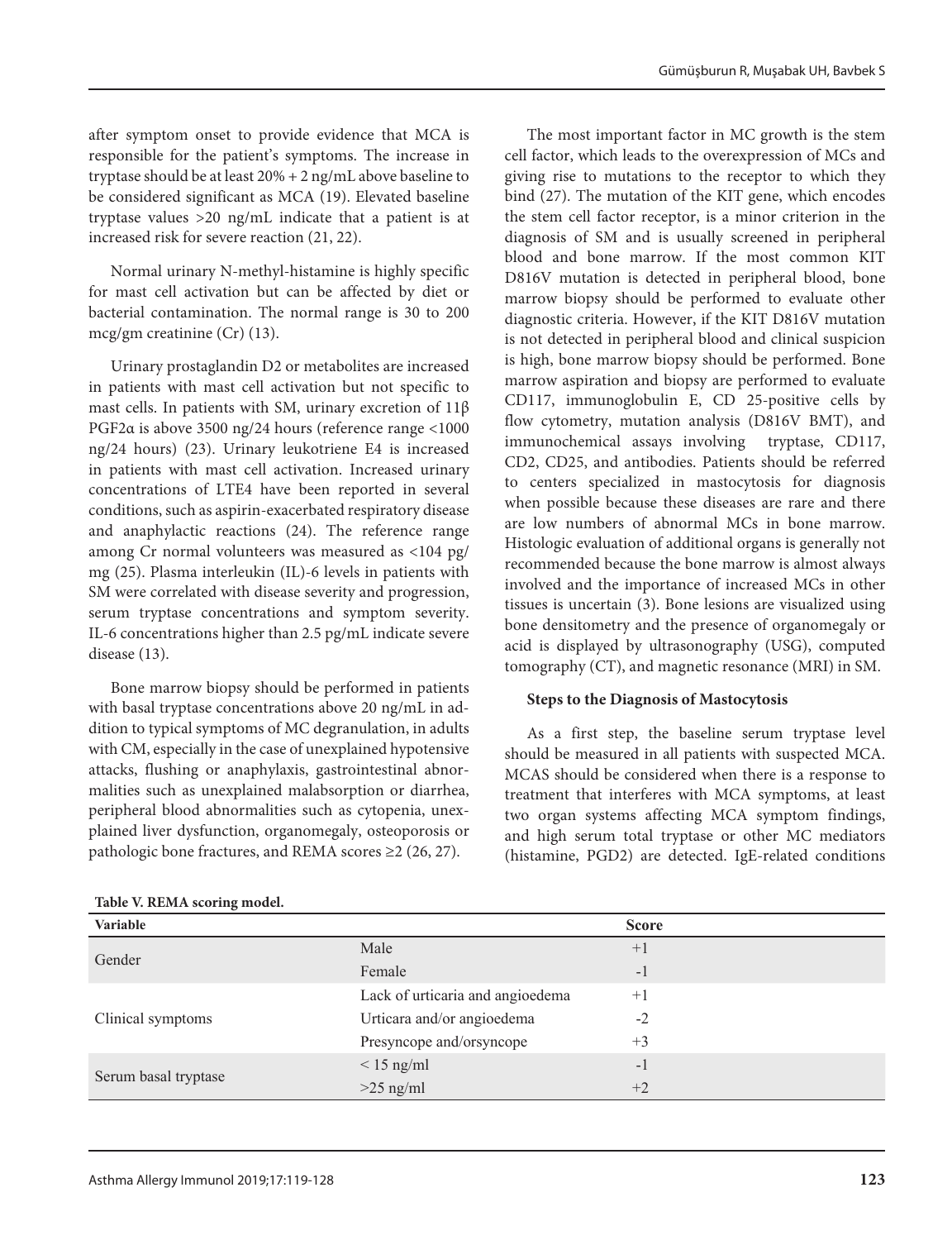after symptom onset to provide evidence that MCA is responsible for the patient's symptoms. The increase in tryptase should be at least 20% + 2 ng/mL above baseline to be considered significant as MCA (19). Elevated baseline tryptase values >20 ng/mL indicate that a patient is at increased risk for severe reaction (21, 22).

Normal urinary N-methyl-histamine is highly specific for mast cell activation but can be affected by diet or bacterial contamination. The normal range is 30 to 200 mcg/gm creatinine (Cr) (13).

Urinary prostaglandin D2 or metabolites are increased in patients with mast cell activation but not specific to mast cells. In patients with SM, urinary excretion of 11β PGF2α is above 3500 ng/24 hours (reference range <1000 ng/24 hours) (23). Urinary leukotriene E4 is increased in patients with mast cell activation. Increased urinary concentrations of LTE4 have been reported in several conditions, such as aspirin-exacerbated respiratory disease and anaphylactic reactions (24). The reference range among Cr normal volunteers was measured as <104 pg/mg (25). Plasma interleukin (IL)-6 levels in patients with SM were correlated with disease severity and progression, serum tryptase concentrations and symptom severity. IL-6 concentrations higher than 2.5 pg/mL indicate severe disease (13).

Bone marrow biopsy should be performed in patients with basal tryptase concentrations above 20 ng/mL in addition to typical symptoms of MC degranulation, in adults with CM, especially in the case of unexplained hypotensive attacks, flushing or anaphylaxis, gastrointestinal abnormalities such as unexplained malabsorption or diarrhea, peripheral blood abnormalities such as cytopenia, unexplained liver dysfunction, organomegaly, osteoporosis or pathologic bone fractures, and REMA scores ≥2 (26, 27).

The most important factor in MC growth is the stem cell factor, which leads to the overexpression of MCs and giving rise to mutations to the receptor to which they bind (27). The mutation of the KIT gene, which encodes the stem cell factor receptor, is a minor criterion in the diagnosis of SM and is usually screened in peripheral blood and bone marrow. If the most common KIT D816V mutation is detected in peripheral blood, bone marrow biopsy should be performed to evaluate other diagnostic criteria. However, if the KIT D816V mutation is not detected in peripheral blood and clinical suspicion is high, bone marrow biopsy should be performed. Bone marrow aspiration and biopsy are performed to evaluate CD117, immunoglobulin E, CD 25-positive cells by flow cytometry, mutation analysis (D816V BMT), and immunochemical assays involving tryptase, CD117, CD2, CD25, and antibodies. Patients should be referred to centers specialized in mastocytosis for diagnosis when possible because these diseases are rare and there are low numbers of abnormal MCs in bone marrow. Histologic evaluation of additional organs is generally not recommended because the bone marrow is almost always involved and the importance of increased MCs in other tissues is uncertain (3). Bone lesions are visualized using bone densitometry and the presence of organomegaly or acid is displayed by ultrasonography (USG), computed tomography (CT), and magnetic resonance (MRI) in SM.

**Steps to the Diagnosis of Mastocytosis**

As a first step, the baseline serum tryptase level should be measured in all patients with suspected MCA. MCAS should be considered when there is a response to treatment that interferes with MCA symptoms, at least two organ systems affecting MCA symptom findings, and high serum total tryptase or other MC mediators (histamine, PGD2) are detected. IgE-related conditions

**Table V. REMA scoring model.**

| Variable | | Score |
|---|---|---|
| Gender | Male | +1 |
| | Female | -1 |
| Clinical symptoms | Lack of urticaria and angioedema | +1 |
| | Urticara and/or angioedema | -2 |
| | Presyncope and/orsyncope | +3 |
| Serum basal tryptase | < 15 ng/ml | -1 |
| | >25 ng/ml | +2 |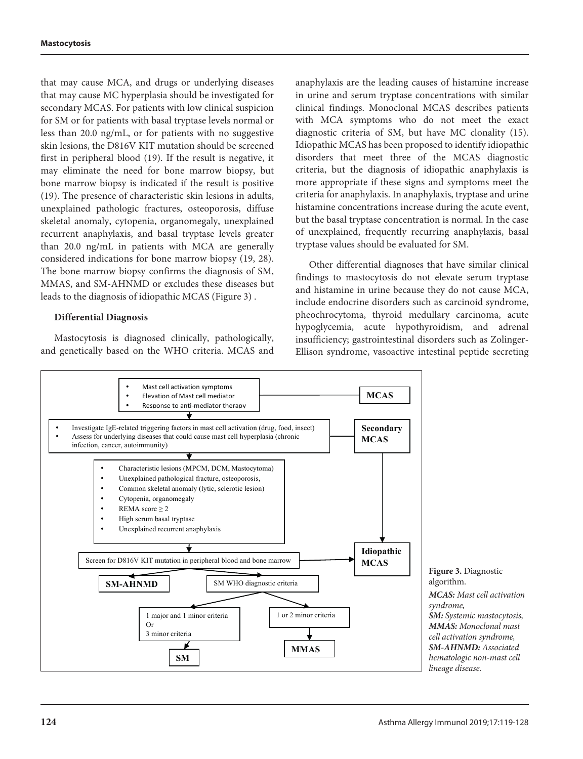that may cause MCA, and drugs or underlying diseases that may cause MC hyperplasia should be investigated for secondary MCAS. For patients with low clinical suspicion for SM or for patients with basal tryptase levels normal or less than 20.0 ng/mL, or for patients with no suggestive skin lesions, the D816V KIT mutation should be screened first in peripheral blood (19). If the result is negative, it may eliminate the need for bone marrow biopsy, but bone marrow biopsy is indicated if the result is positive (19). The presence of characteristic skin lesions in adults, unexplained pathologic fractures, osteoporosis, diffuse skeletal anomaly, cytopenia, organomegaly, unexplained recurrent anaphylaxis, and basal tryptase levels greater than 20.0 ng/mL in patients with MCA are generally considered indications for bone marrow biopsy (19, 28). The bone marrow biopsy confirms the diagnosis of SM, MMAS, and SM-AHNMD or excludes these diseases but leads to the diagnosis of idiopathic MCAS (Figure 3) .

**Differential Diagnosis**

Mastocytosis is diagnosed clinically, pathologically, and genetically based on the WHO criteria. MCAS and anaphylaxis are the leading causes of histamine increase in urine and serum tryptase concentrations with similar clinical findings. Monoclonal MCAS describes patients with MCA symptoms who do not meet the exact diagnostic criteria of SM, but have MC clonality (15). Idiopathic MCAS has been proposed to identify idiopathic disorders that meet three of the MCAS diagnostic criteria, but the diagnosis of idiopathic anaphylaxis is more appropriate if these signs and symptoms meet the criteria for anaphylaxis. In anaphylaxis, tryptase and urine histamine concentrations increase during the acute event, but the basal tryptase concentration is normal. In the case of unexplained, frequently recurring anaphylaxis, basal tryptase values should be evaluated for SM.

Other differential diagnoses that have similar clinical findings to mastocytosis do not elevate serum tryptase and histamine in urine because they do not cause MCA, include endocrine disorders such as carcinoid syndrome, pheochromocytoma, thyroid medullary carcinoma, acute hypoglycemia, acute hypothyroidism, and adrenal insufficiency; gastrointestinal disorders such as Zolinger-Ellison syndrome, vasoactive intestinal peptide secreting

- Mast cell activation symptoms
- Elevation of Mast cell mediator
- Response to anti-mediator therapy

→ **MCAS**

- Investigate IgE-related triggering factors in mast cell activation (drug, food, insect)
- Assess for underlying diseases that could cause mast cell hyperplasia (chronic infection, cancer, autoimmunity)

→ **Secondary MCAS**

- Characteristic lesions (MPCM, DCM, Mastocytoma)
- Unexplained pathological fracture, osteoporosis,
- Common skeletal anomaly (lytic, sclerotic lesion)
- Cytopenia, organomegaly
- REMA score ≥ 2
- High serum basal tryptase
- Unexplained recurrent anaphylaxis

Screen for D816V KIT mutation in peripheral blood and bone marrow → **Idiopathic MCAS**

**SM-AHNMD** | SM WHO diagnostic criteria

1 major and 1 minor criteria Or 3 minor criteria → **SM**

1 or 2 minor criteria → **MMAS**

**Figure 3.** Diagnostic algorithm.
*MCAS: Mast cell activation syndrome,*
*SM: Systemic mastocytosis,*
*MMAS: Monoclonal mast cell activation syndrome,*
*SM-AHNMD: Associated hematologic non-mast cell lineage disease.*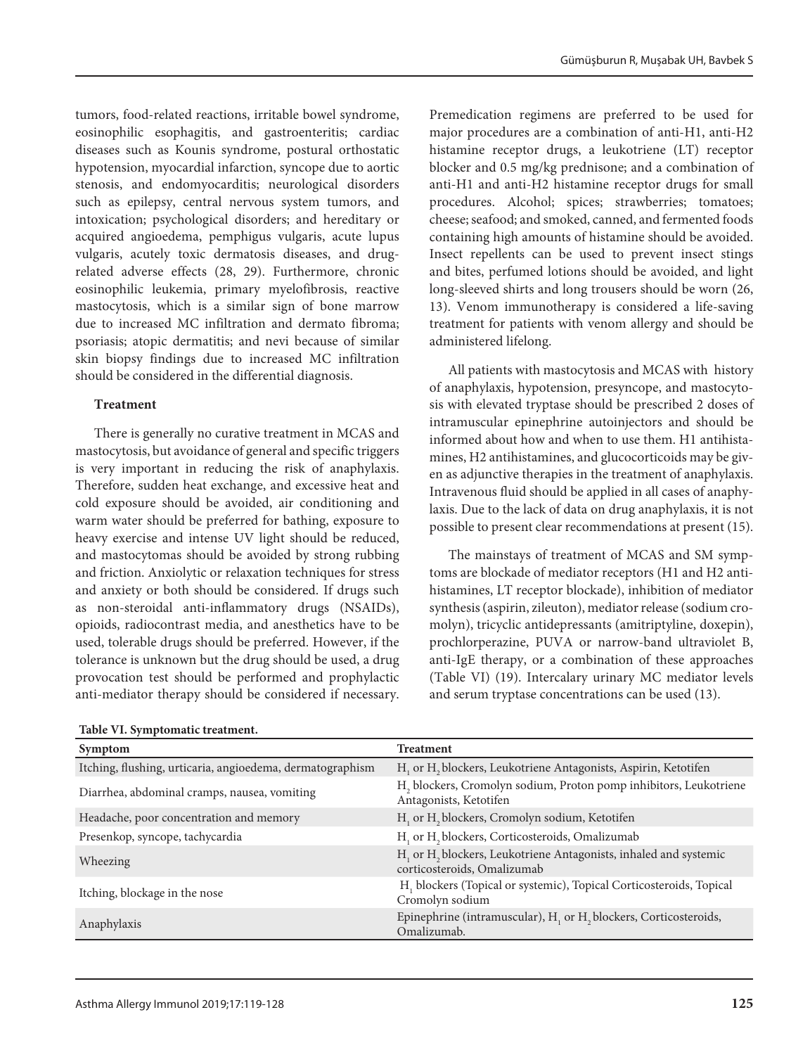tumors, food-related reactions, irritable bowel syndrome, eosinophilic esophagitis, and gastroenteritis; cardiac diseases such as Kounis syndrome, postural orthostatic hypotension, myocardial infarction, syncope due to aortic stenosis, and endomyocarditis; neurological disorders such as epilepsy, central nervous system tumors, and intoxication; psychological disorders; and hereditary or acquired angioedema, pemphigus vulgaris, acute lupus vulgaris, acutely toxic dermatosis diseases, and drug-related adverse effects (28, 29). Furthermore, chronic eosinophilic leukemia, primary myelofibrosis, reactive mastocytosis, which is a similar sign of bone marrow due to increased MC infiltration and dermato fibroma; psoriasis; atopic dermatitis; and nevi because of similar skin biopsy findings due to increased MC infiltration should be considered in the differential diagnosis.

**Treatment**

There is generally no curative treatment in MCAS and mastocytosis, but avoidance of general and specific triggers is very important in reducing the risk of anaphylaxis. Therefore, sudden heat exchange, and excessive heat and cold exposure should be avoided, air conditioning and warm water should be preferred for bathing, exposure to heavy exercise and intense UV light should be reduced, and mastocytomas should be avoided by strong rubbing and friction. Anxiolytic or relaxation techniques for stress and anxiety or both should be considered. If drugs such as non-steroidal anti-inflammatory drugs (NSAIDs), opioids, radiocontrast media, and anesthetics have to be used, tolerable drugs should be preferred. However, if the tolerance is unknown but the drug should be used, a drug provocation test should be performed and prophylactic anti-mediator therapy should be considered if necessary.

Premedication regimens are preferred to be used for major procedures are a combination of anti-H1, anti-H2 histamine receptor drugs, a leukotriene (LT) receptor blocker and 0.5 mg/kg prednisone; and a combination of anti-H1 and anti-H2 histamine receptor drugs for small procedures. Alcohol; spices; strawberries; tomatoes; cheese; seafood; and smoked, canned, and fermented foods containing high amounts of histamine should be avoided. Insect repellents can be used to prevent insect stings and bites, perfumed lotions should be avoided, and light long-sleeved shirts and long trousers should be worn (26, 13). Venom immunotherapy is considered a life-saving treatment for patients with venom allergy and should be administered lifelong.

All patients with mastocytosis and MCAS with history of anaphylaxis, hypotension, presyncope, and mastocytosis with elevated tryptase should be prescribed 2 doses of intramuscular epinephrine autoinjectors and should be informed about how and when to use them. H1 antihistamines, H2 antihistamines, and glucocorticoids may be given as adjunctive therapies in the treatment of anaphylaxis. Intravenous fluid should be applied in all cases of anaphylaxis. Due to the lack of data on drug anaphylaxis, it is not possible to present clear recommendations at present (15).

The mainstays of treatment of MCAS and SM symptoms are blockade of mediator receptors (H1 and H2 antihistamines, LT receptor blockade), inhibition of mediator synthesis (aspirin, zileuton), mediator release (sodium cromolyn), tricyclic antidepressants (amitriptyline, doxepin), prochlorperazine, PUVA or narrow-band ultraviolet B, anti-IgE therapy, or a combination of these approaches (Table VI) (19). Intercalary urinary MC mediator levels and serum tryptase concentrations can be used (13).

**Table VI. Symptomatic treatment.**

| Symptom | Treatment |
|---|---|
| Itching, flushing, urticaria, angioedema, dermatographism | $H_1$ or $H_2$ blockers, Leukotriene Antagonists, Aspirin, Ketotifen |
| Diarrhea, abdominal cramps, nausea, vomiting | $H_2$ blockers, Cromolyn sodium, Proton pomp inhibitors, Leukotriene Antagonists, Ketotifen |
| Headache, poor concentration and memory | $H_1$ or $H_2$ blockers, Cromolyn sodium, Ketotifen |
| Presenkop, syncope, tachycardia | $H_1$ or $H_2$ blockers, Corticosteroids, Omalizumab |
| Wheezing | $H_1$ or $H_2$ blockers, Leukotriene Antagonists, inhaled and systemic corticosteroids, Omalizumab |
| Itching, blockage in the nose | $H_1$ blockers (Topical or systemic), Topical Corticosteroids, Topical Cromolyn sodium |
| Anaphylaxis | Epinephrine (intramuscular), $H_1$ or $H_2$ blockers, Corticosteroids, Omalizumab. |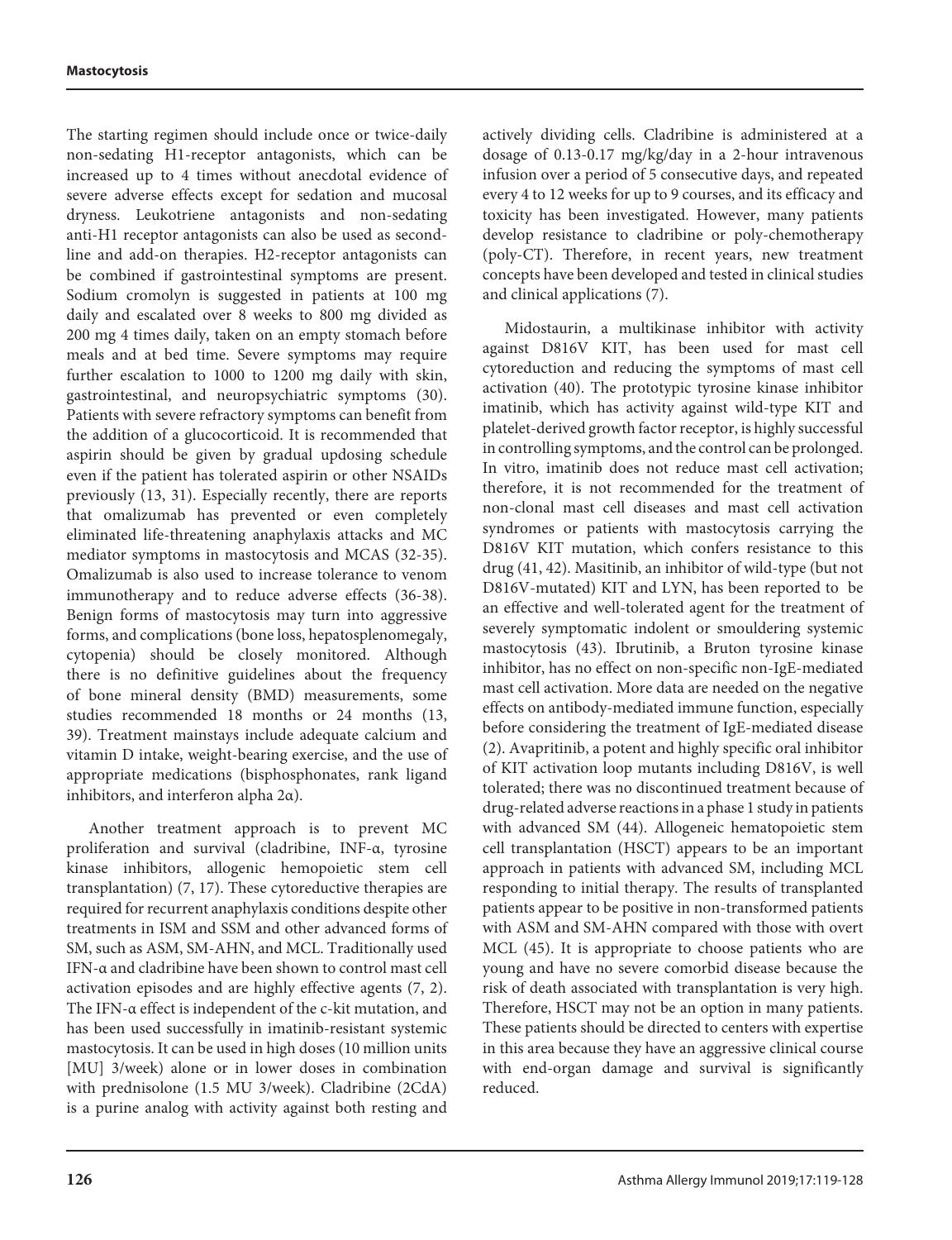The starting regimen should include once or twice-daily non-sedating H1-receptor antagonists, which can be increased up to 4 times without anecdotal evidence of severe adverse effects except for sedation and mucosal dryness. Leukotriene antagonists and non-sedating anti-H1 receptor antagonists can also be used as second-line and add-on therapies. H2-receptor antagonists can be combined if gastrointestinal symptoms are present. Sodium cromolyn is suggested in patients at 100 mg daily and escalated over 8 weeks to 800 mg divided as 200 mg 4 times daily, taken on an empty stomach before meals and at bed time. Severe symptoms may require further escalation to 1000 to 1200 mg daily with skin, gastrointestinal, and neuropsychiatric symptoms (30). Patients with severe refractory symptoms can benefit from the addition of a glucocorticoid. It is recommended that aspirin should be given by gradual updosing schedule even if the patient has tolerated aspirin or other NSAIDs previously (13, 31). Especially recently, there are reports that omalizumab has prevented or even completely eliminated life-threatening anaphylaxis attacks and MC mediator symptoms in mastocytosis and MCAS (32-35). Omalizumab is also used to increase tolerance to venom immunotherapy and to reduce adverse effects (36-38). Benign forms of mastocytosis may turn into aggressive forms, and complications (bone loss, hepatosplenomegaly, cytopenia) should be closely monitored. Although there is no definitive guidelines about the frequency of bone mineral density (BMD) measurements, some studies recommended 18 months or 24 months (13, 39). Treatment mainstays include adequate calcium and vitamin D intake, weight-bearing exercise, and the use of appropriate medications (bisphosphonates, rank ligand inhibitors, and interferon alpha 2α).

Another treatment approach is to prevent MC proliferation and survival (cladribine, INF-α, tyrosine kinase inhibitors, allogenic hemopoietic stem cell transplantation) (7, 17). These cytoreductive therapies are required for recurrent anaphylaxis conditions despite other treatments in ISM and SSM and other advanced forms of SM, such as ASM, SM-AHN, and MCL. Traditionally used IFN-α and cladribine have been shown to control mast cell activation episodes and are highly effective agents (7, 2). The IFN-α effect is independent of the c-kit mutation, and has been used successfully in imatinib-resistant systemic mastocytosis. It can be used in high doses (10 million units [MU] 3/week) alone or in lower doses in combination with prednisolone (1.5 MU 3/week). Cladribine (2CdA) is a purine analog with activity against both resting and actively dividing cells. Cladribine is administered at a dosage of 0.13-0.17 mg/kg/day in a 2-hour intravenous infusion over a period of 5 consecutive days, and repeated every 4 to 12 weeks for up to 9 courses, and its efficacy and toxicity has been investigated. However, many patients develop resistance to cladribine or poly-chemotherapy (poly-CT). Therefore, in recent years, new treatment concepts have been developed and tested in clinical studies and clinical applications (7).

Midostaurin, a multikinase inhibitor with activity against D816V KIT, has been used for mast cell cytoreduction and reducing the symptoms of mast cell activation (40). The prototypic tyrosine kinase inhibitor imatinib, which has activity against wild-type KIT and platelet-derived growth factor receptor, is highly successful in controlling symptoms, and the control can be prolonged. In vitro, imatinib does not reduce mast cell activation; therefore, it is not recommended for the treatment of non-clonal mast cell diseases and mast cell activation syndromes or patients with mastocytosis carrying the D816V KIT mutation, which confers resistance to this drug (41, 42). Masitinib, an inhibitor of wild-type (but not D816V-mutated) KIT and LYN, has been reported to be an effective and well-tolerated agent for the treatment of severely symptomatic indolent or smouldering systemic mastocytosis (43). Ibrutinib, a Bruton tyrosine kinase inhibitor, has no effect on non-specific non-IgE-mediated mast cell activation. More data are needed on the negative effects on antibody-mediated immune function, especially before considering the treatment of IgE-mediated disease (2). Avapritinib, a potent and highly specific oral inhibitor of KIT activation loop mutants including D816V, is well tolerated; there was no discontinued treatment because of drug-related adverse reactions in a phase 1 study in patients with advanced SM (44). Allogeneic hematopoietic stem cell transplantation (HSCT) appears to be an important approach in patients with advanced SM, including MCL responding to initial therapy. The results of transplanted patients appear to be positive in non-transformed patients with ASM and SM-AHN compared with those with overt MCL (45). It is appropriate to choose patients who are young and have no severe comorbid disease because the risk of death associated with transplantation is very high. Therefore, HSCT may not be an option in many patients. These patients should be directed to centers with expertise in this area because they have an aggressive clinical course with end-organ damage and survival is significantly reduced.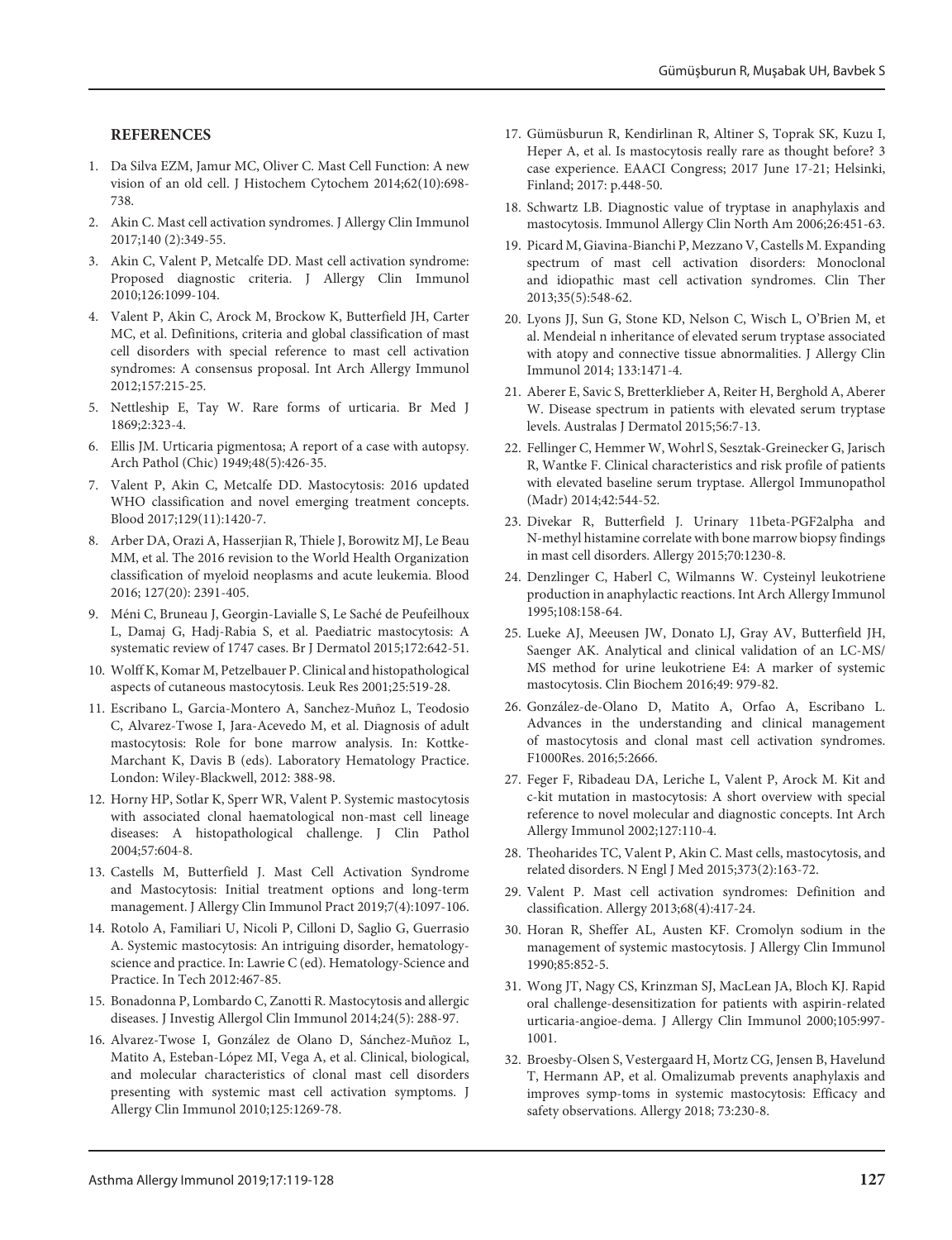## REFERENCES

1. Da Silva EZM, Jamur MC, Oliver C. Mast Cell Function: A new vision of an old cell. J Histochem Cytochem 2014;62(10):698-738.
2. Akin C. Mast cell activation syndromes. J Allergy Clin Immunol 2017;140 (2):349-55.
3. Akin C, Valent P, Metcalfe DD. Mast cell activation syndrome: Proposed diagnostic criteria. J Allergy Clin Immunol 2010;126:1099-104.
4. Valent P, Akin C, Arock M, Brockow K, Butterfield JH, Carter MC, et al. Definitions, criteria and global classification of mast cell disorders with special reference to mast cell activation syndromes: A consensus proposal. Int Arch Allergy Immunol 2012;157:215-25.
5. Nettleship E, Tay W. Rare forms of urticaria. Br Med J 1869;2:323-4.
6. Ellis JM. Urticaria pigmentosa; A report of a case with autopsy. Arch Pathol (Chic) 1949;48(5):426-35.
7. Valent P, Akin C, Metcalfe DD. Mastocytosis: 2016 updated WHO classification and novel emerging treatment concepts. Blood 2017;129(11):1420-7.
8. Arber DA, Orazi A, Hasserjian R, Thiele J, Borowitz MJ, Le Beau MM, et al. The 2016 revision to the World Health Organization classification of myeloid neoplasms and acute leukemia. Blood 2016; 127(20): 2391-405.
9. Méni C, Bruneau J, Georgin-Lavialle S, Le Saché de Peufeilhoux L, Damaj G, Hadj-Rabia S, et al. Paediatric mastocytosis: A systematic review of 1747 cases. Br J Dermatol 2015;172:642-51.
10. Wolff K, Komar M, Petzelbauer P. Clinical and histopathological aspects of cutaneous mastocytosis. Leuk Res 2001;25:519-28.
11. Escribano L, Garcia-Montero A, Sanchez-Muñoz L, Teodosio C, Alvarez-Twose I, Jara-Acevedo M, et al. Diagnosis of adult mastocytosis: Role for bone marrow analysis. In: Kottke-Marchant K, Davis B (eds). Laboratory Hematology Practice. London: Wiley-Blackwell, 2012: 388-98.
12. Horny HP, Sotlar K, Sperr WR, Valent P. Systemic mastocytosis with associated clonal haematological non-mast cell lineage diseases: A histopathological challenge. J Clin Pathol 2004;57:604-8.
13. Castells M, Butterfield J. Mast Cell Activation Syndrome and Mastocytosis: Initial treatment options and long-term management. J Allergy Clin Immunol Pract 2019;7(4):1097-106.
14. Rotolo A, Familiari U, Nicoli P, Cilloni D, Saglio G, Guerrasio A. Systemic mastocytosis: An intriguing disorder, hematology-science and practice. In: Lawrie C (ed). Hematology-Science and Practice. In Tech 2012:467-85.
15. Bonadonna P, Lombardo C, Zanotti R. Mastocytosis and allergic diseases. J Investig Allergol Clin Immunol 2014;24(5): 288-97.
16. Alvarez-Twose I, González de Olano D, Sánchez-Muñoz L, Matito A, Esteban-López MI, Vega A, et al. Clinical, biological, and molecular characteristics of clonal mast cell disorders presenting with systemic mast cell activation symptoms. J Allergy Clin Immunol 2010;125:1269-78.
17. Gümüsburun R, Kendirlinan R, Altiner S, Toprak SK, Kuzu I, Heper A, et al. Is mastocytosis really rare as thought before? 3 case experience. EAACI Congress; 2017 June 17-21; Helsinki, Finland; 2017: p.448-50.
18. Schwartz LB. Diagnostic value of tryptase in anaphylaxis and mastocytosis. Immunol Allergy Clin North Am 2006;26:451-63.
19. Picard M, Giavina-Bianchi P, Mezzano V, Castells M. Expanding spectrum of mast cell activation disorders: Monoclonal and idiopathic mast cell activation syndromes. Clin Ther 2013;35(5):548-62.
20. Lyons JJ, Sun G, Stone KD, Nelson C, Wisch L, O'Brien M, et al. Mendeial n inheritance of elevated serum tryptase associated with atopy and connective tissue abnormalities. J Allergy Clin Immunol 2014; 133:1471-4.
21. Aberer E, Savic S, Bretterklieber A, Reiter H, Berghold A, Aberer W. Disease spectrum in patients with elevated serum tryptase levels. Australas J Dermatol 2015;56:7-13.
22. Fellinger C, Hemmer W, Wohrl S, Sesztak-Greinecker G, Jarisch R, Wantke F. Clinical characteristics and risk profile of patients with elevated baseline serum tryptase. Allergol Immunopathol (Madr) 2014;42:544-52.
23. Divekar R, Butterfield J. Urinary 11beta-PGF2alpha and N-methyl histamine correlate with bone marrow biopsy findings in mast cell disorders. Allergy 2015;70:1230-8.
24. Denzlinger C, Haberl C, Wilmanns W. Cysteinyl leukotriene production in anaphylactic reactions. Int Arch Allergy Immunol 1995;108:158-64.
25. Lueke AJ, Meeusen JW, Donato LJ, Gray AV, Butterfield JH, Saenger AK. Analytical and clinical validation of an LC-MS/MS method for urine leukotriene E4: A marker of systemic mastocytosis. Clin Biochem 2016;49: 979-82.
26. González-de-Olano D, Matito A, Orfao A, Escribano L. Advances in the understanding and clinical management of mastocytosis and clonal mast cell activation syndromes. F1000Res. 2016;5:2666.
27. Feger F, Ribadeau DA, Leriche L, Valent P, Arock M. Kit and c-kit mutation in mastocytosis: A short overview with special reference to novel molecular and diagnostic concepts. Int Arch Allergy Immunol 2002;127:110-4.
28. Theoharides TC, Valent P, Akin C. Mast cells, mastocytosis, and related disorders. N Engl J Med 2015;373(2):163-72.
29. Valent P. Mast cell activation syndromes: Definition and classification. Allergy 2013;68(4):417-24.
30. Horan R, Sheffer AL, Austen KF. Cromolyn sodium in the management of systemic mastocytosis. J Allergy Clin Immunol 1990;85:852-5.
31. Wong JT, Nagy CS, Krinzman SJ, MacLean JA, Bloch KJ. Rapid oral challenge-desensitization for patients with aspirin-related urticaria-angioe-dema. J Allergy Clin Immunol 2000;105:997-1001.
32. Broesby-Olsen S, Vestergaard H, Mortz CG, Jensen B, Havelund T, Hermann AP, et al. Omalizumab prevents anaphylaxis and improves symp-toms in systemic mastocytosis: Efficacy and safety observations. Allergy 2018; 73:230-8.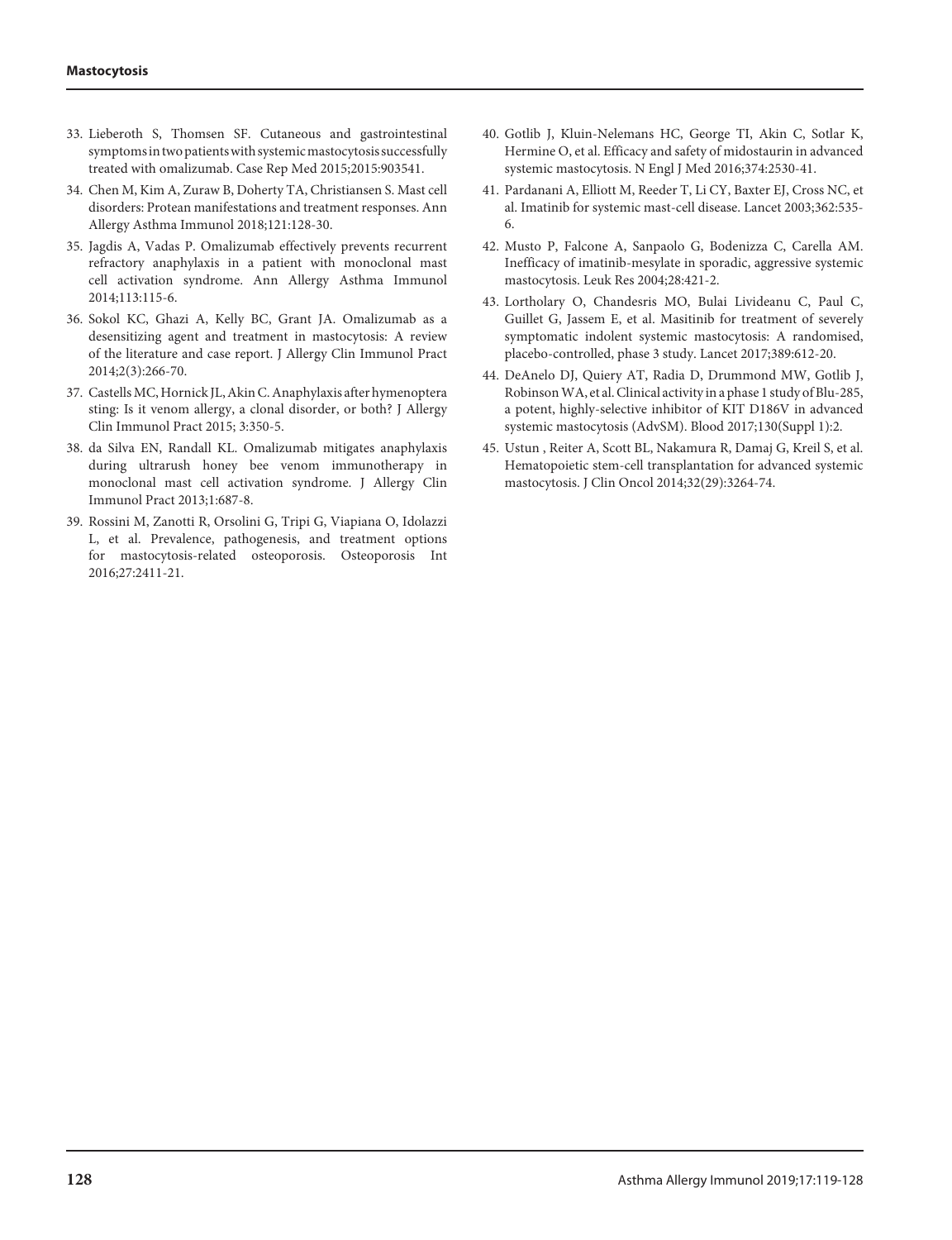33. Lieberoth S, Thomsen SF. Cutaneous and gastrointestinal symptoms in two patients with systemic mastocytosis successfully treated with omalizumab. Case Rep Med 2015;2015:903541.
34. Chen M, Kim A, Zuraw B, Doherty TA, Christiansen S. Mast cell disorders: Protean manifestations and treatment responses. Ann Allergy Asthma Immunol 2018;121:128-30.
35. Jagdis A, Vadas P. Omalizumab effectively prevents recurrent refractory anaphylaxis in a patient with monoclonal mast cell activation syndrome. Ann Allergy Asthma Immunol 2014;113:115-6.
36. Sokol KC, Ghazi A, Kelly BC, Grant JA. Omalizumab as a desensitizing agent and treatment in mastocytosis: A review of the literature and case report. J Allergy Clin Immunol Pract 2014;2(3):266-70.
37. Castells MC, Hornick JL, Akin C. Anaphylaxis after hymenoptera sting: Is it venom allergy, a clonal disorder, or both? J Allergy Clin Immunol Pract 2015; 3:350-5.
38. da Silva EN, Randall KL. Omalizumab mitigates anaphylaxis during ultrarush honey bee venom immunotherapy in monoclonal mast cell activation syndrome. J Allergy Clin Immunol Pract 2013;1:687-8.
39. Rossini M, Zanotti R, Orsolini G, Tripi G, Viapiana O, Idolazzi L, et al. Prevalence, pathogenesis, and treatment options for mastocytosis-related osteoporosis. Osteoporosis Int 2016;27:2411-21.
40. Gotlib J, Kluin-Nelemans HC, George TI, Akin C, Sotlar K, Hermine O, et al. Efficacy and safety of midostaurin in advanced systemic mastocytosis. N Engl J Med 2016;374:2530-41.
41. Pardanani A, Elliott M, Reeder T, Li CY, Baxter EJ, Cross NC, et al. Imatinib for systemic mast-cell disease. Lancet 2003;362:535-6.
42. Musto P, Falcone A, Sanpaolo G, Bodenizza C, Carella AM. Inefficacy of imatinib-mesylate in sporadic, aggressive systemic mastocytosis. Leuk Res 2004;28:421-2.
43. Lortholary O, Chandesris MO, Bulai Livideanu C, Paul C, Guillet G, Jassem E, et al. Masitinib for treatment of severely symptomatic indolent systemic mastocytosis: A randomised, placebo-controlled, phase 3 study. Lancet 2017;389:612-20.
44. DeAnelo DJ, Quiery AT, Radia D, Drummond MW, Gotlib J, Robinson WA, et al. Clinical activity in a phase 1 study of Blu-285, a potent, highly-selective inhibitor of KIT D186V in advanced systemic mastocytosis (AdvSM). Blood 2017;130(Suppl 1):2.
45. Ustun , Reiter A, Scott BL, Nakamura R, Damaj G, Kreil S, et al. Hematopoietic stem-cell transplantation for advanced systemic mastocytosis. J Clin Oncol 2014;32(29):3264-74.